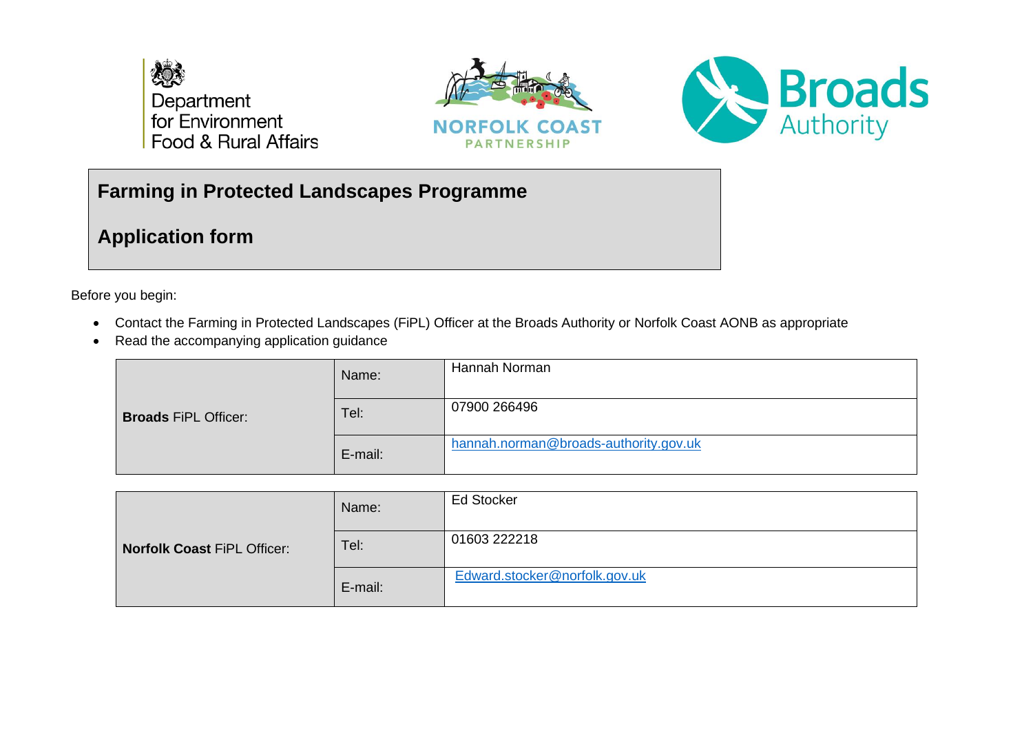Department for Environment Food & Rural Affairs

NORFOLK COAST PARTNERSHIP

Broads Authority

# Farming in Protected Landscapes Programme

## Application form

Before you begin:

- Contact the Farming in Protected Landscapes (FiPL) Officer at the Broads Authority or Norfolk Coast AONB as appropriate
- Read the accompanying application guidance

| | | |
|---|---|---|
| **Broads** FiPL Officer: | Name: | Hannah Norman |
| | Tel: | 07900 266496 |
| | E-mail: | hannah.norman@broads-authority.gov.uk |

| | | |
|---|---|---|
| **Norfolk Coast** FiPL Officer: | Name: | Ed Stocker |
| | Tel: | 01603 222218 |
| | E-mail: | Edward.stocker@norfolk.gov.uk |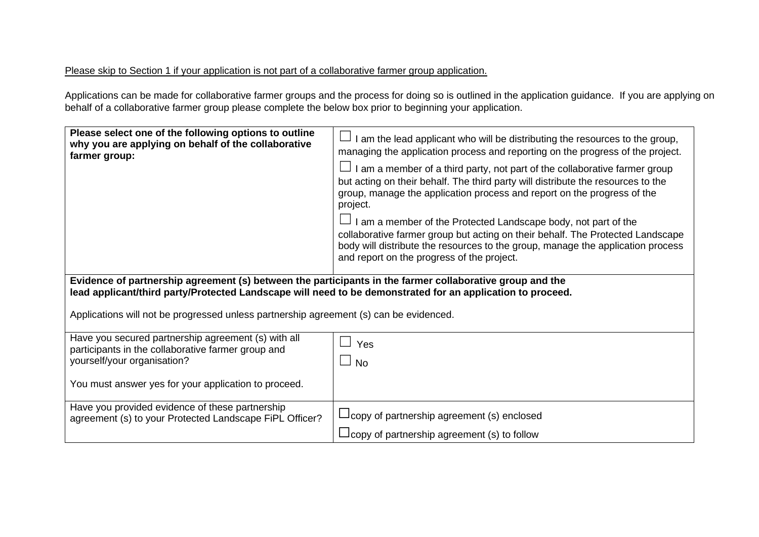<u>Please skip to Section 1 if your application is not part of a collaborative farmer group application.</u>

Applications can be made for collaborative farmer groups and the process for doing so is outlined in the application guidance. If you are applying on behalf of a collaborative farmer group please complete the below box prior to beginning your application.

| | |
|---|---|
| **Please select one of the following options to outline why you are applying on behalf of the collaborative farmer group:** | ☐ I am the lead applicant who will be distributing the resources to the group, managing the application process and reporting on the progress of the project.<br><br>☐ I am a member of a third party, not part of the collaborative farmer group but acting on their behalf. The third party will distribute the resources to the group, manage the application process and report on the progress of the project.<br><br>☐ I am a member of the Protected Landscape body, not part of the collaborative farmer group but acting on their behalf. The Protected Landscape body will distribute the resources to the group, manage the application process and report on the progress of the project. |
| **Evidence of partnership agreement (s) between the participants in the farmer collaborative group and the lead applicant/third party/Protected Landscape will need to be demonstrated for an application to proceed.**<br><br>Applications will not be progressed unless partnership agreement (s) can be evidenced. | |
| Have you secured partnership agreement (s) with all participants in the collaborative farmer group and yourself/your organisation?<br><br>You must answer yes for your application to proceed. | ☐ Yes<br>☐ No |
| Have you provided evidence of these partnership agreement (s) to your Protected Landscape FiPL Officer? | ☐ copy of partnership agreement (s) enclosed<br>☐ copy of partnership agreement (s) to follow |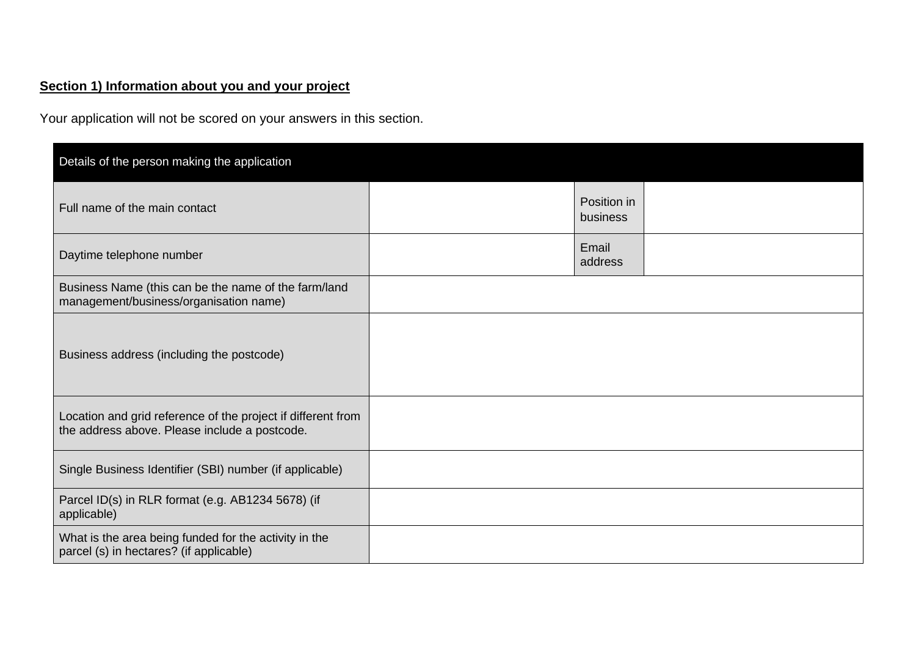**Section 1) Information about you and your project**

Your application will not be scored on your answers in this section.

| Details of the person making the application | | | |
|---|---|---|---|
| Full name of the main contact | | Position in business | |
| Daytime telephone number | | Email address | |
| Business Name (this can be the name of the farm/land management/business/organisation name) | | | |
| Business address (including the postcode) | | | |
| Location and grid reference of the project if different from the address above. Please include a postcode. | | | |
| Single Business Identifier (SBI) number (if applicable) | | | |
| Parcel ID(s) in RLR format (e.g. AB1234 5678) (if applicable) | | | |
| What is the area being funded for the activity in the parcel (s) in hectares? (if applicable) | | | |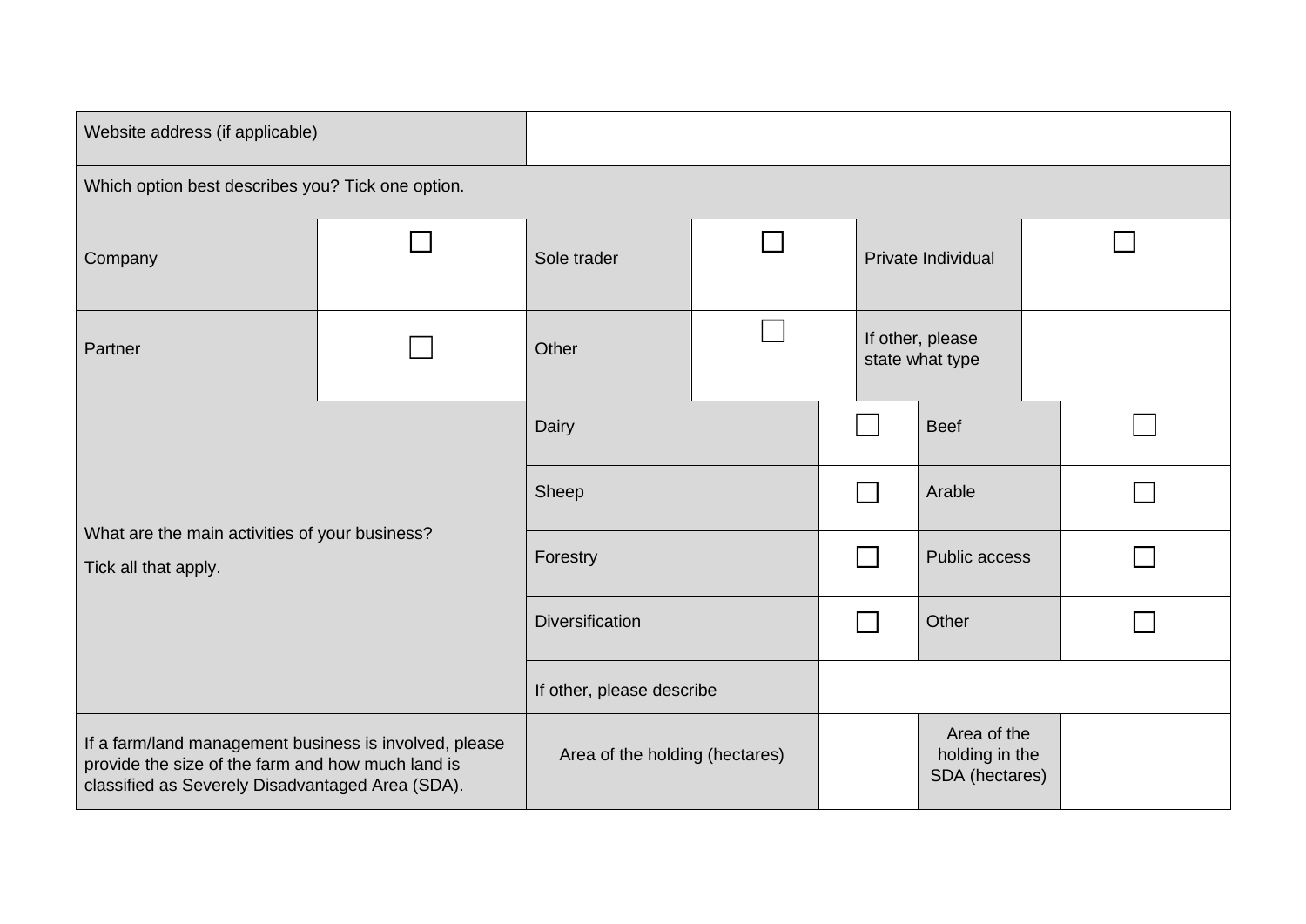| Website address (if applicable) | | | | | |
|---|---|---|---|---|---|
| Which option best describes you? Tick one option. | | | | | |
| Company | ☐ | Sole trader | ☐ | Private Individual | ☐ |
| Partner | ☐ | Other | ☐ | If other, please state what type | |

| What are the main activities of your business? Tick all that apply. | | | | |
|---|---|---|---|---|
| | Dairy | ☐ | Beef | ☐ |
| | Sheep | ☐ | Arable | ☐ |
| | Forestry | ☐ | Public access | ☐ |
| | Diversification | ☐ | Other | ☐ |
| | If other, please describe | | | |
| If a farm/land management business is involved, please provide the size of the farm and how much land is classified as Severely Disadvantaged Area (SDA). | Area of the holding (hectares) | | Area of the holding in the SDA (hectares) | |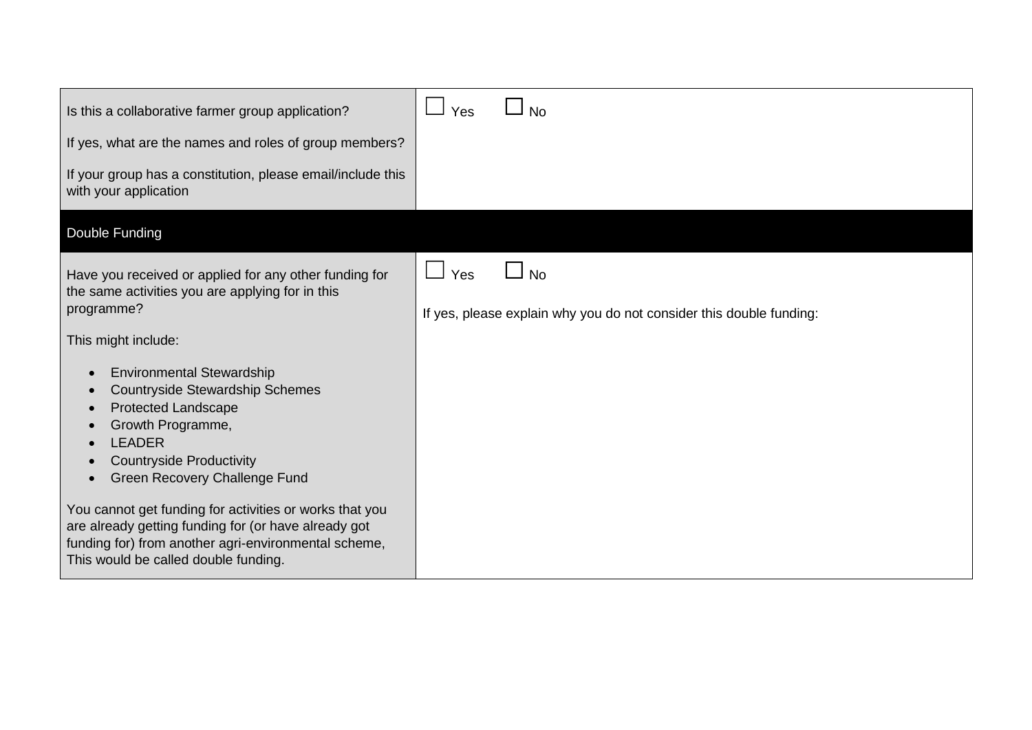| | |
|---|---|
| Is this a collaborative farmer group application?<br><br>If yes, what are the names and roles of group members?<br><br>If your group has a constitution, please email/include this with your application | ☐ Yes ☐ No |
| **Double Funding** | |
| Have you received or applied for any other funding for the same activities you are applying for in this programme?<br><br>This might include:<br><br>• Environmental Stewardship<br>• Countryside Stewardship Schemes<br>• Protected Landscape<br>• Growth Programme,<br>• LEADER<br>• Countryside Productivity<br>• Green Recovery Challenge Fund<br><br>You cannot get funding for activities or works that you are already getting funding for (or have already got funding for) from another agri-environmental scheme, This would be called double funding. | ☐ Yes ☐ No<br><br>If yes, please explain why you do not consider this double funding: |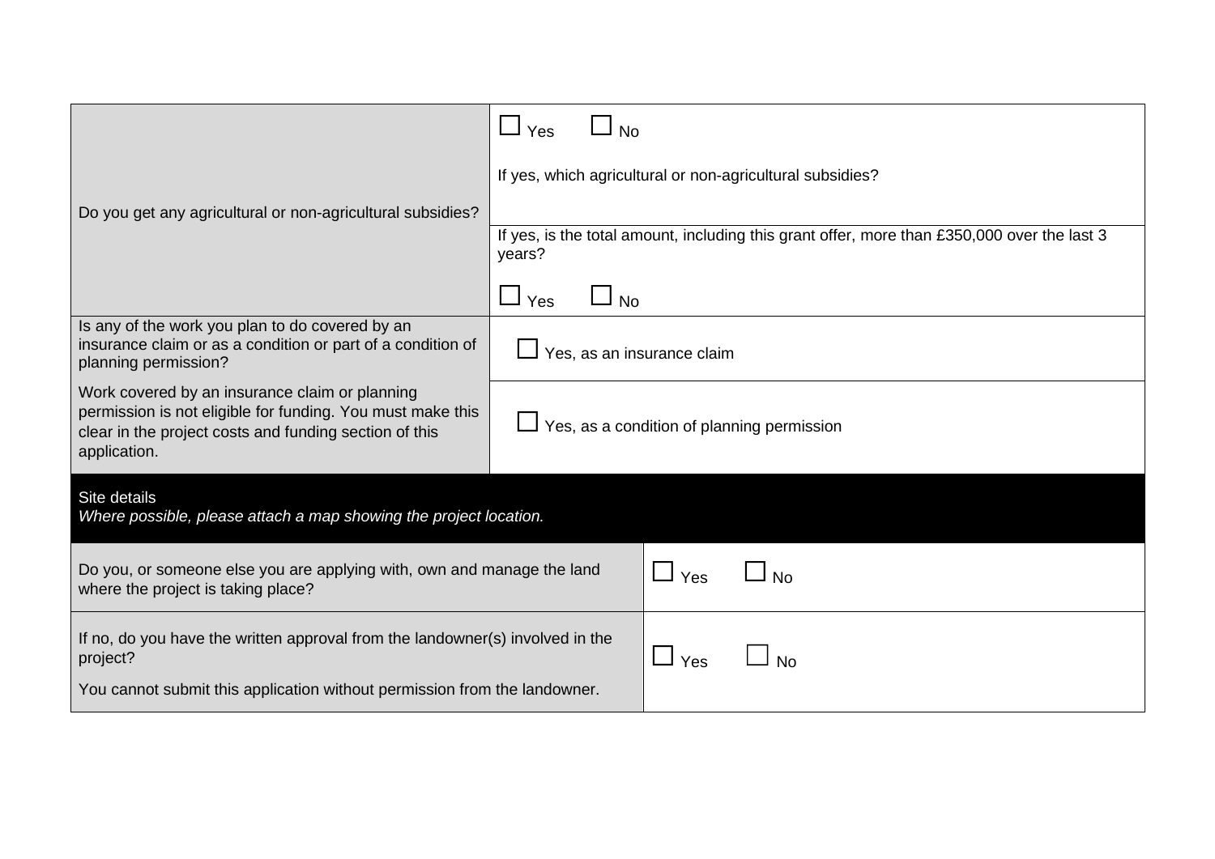| Question | Response |
| --- | --- |
| Do you get any agricultural or non-agricultural subsidies? | ☐ Yes ☐ No<br><br>If yes, which agricultural or non-agricultural subsidies? |
| | If yes, is the total amount, including this grant offer, more than £350,000 over the last 3 years?<br><br>☐ Yes ☐ No |
| Is any of the work you plan to do covered by an insurance claim or as a condition or part of a condition of planning permission? | ☐ Yes, as an insurance claim |
| Work covered by an insurance claim or planning permission is not eligible for funding. You must make this clear in the project costs and funding section of this application. | ☐ Yes, as a condition of planning permission |

## Site details

*Where possible, please attach a map showing the project location.*

| Question | Response |
| --- | --- |
| Do you, or someone else you are applying with, own and manage the land where the project is taking place? | ☐ Yes ☐ No |
| If no, do you have the written approval from the landowner(s) involved in the project?<br><br>You cannot submit this application without permission from the landowner. | ☐ Yes ☐ No |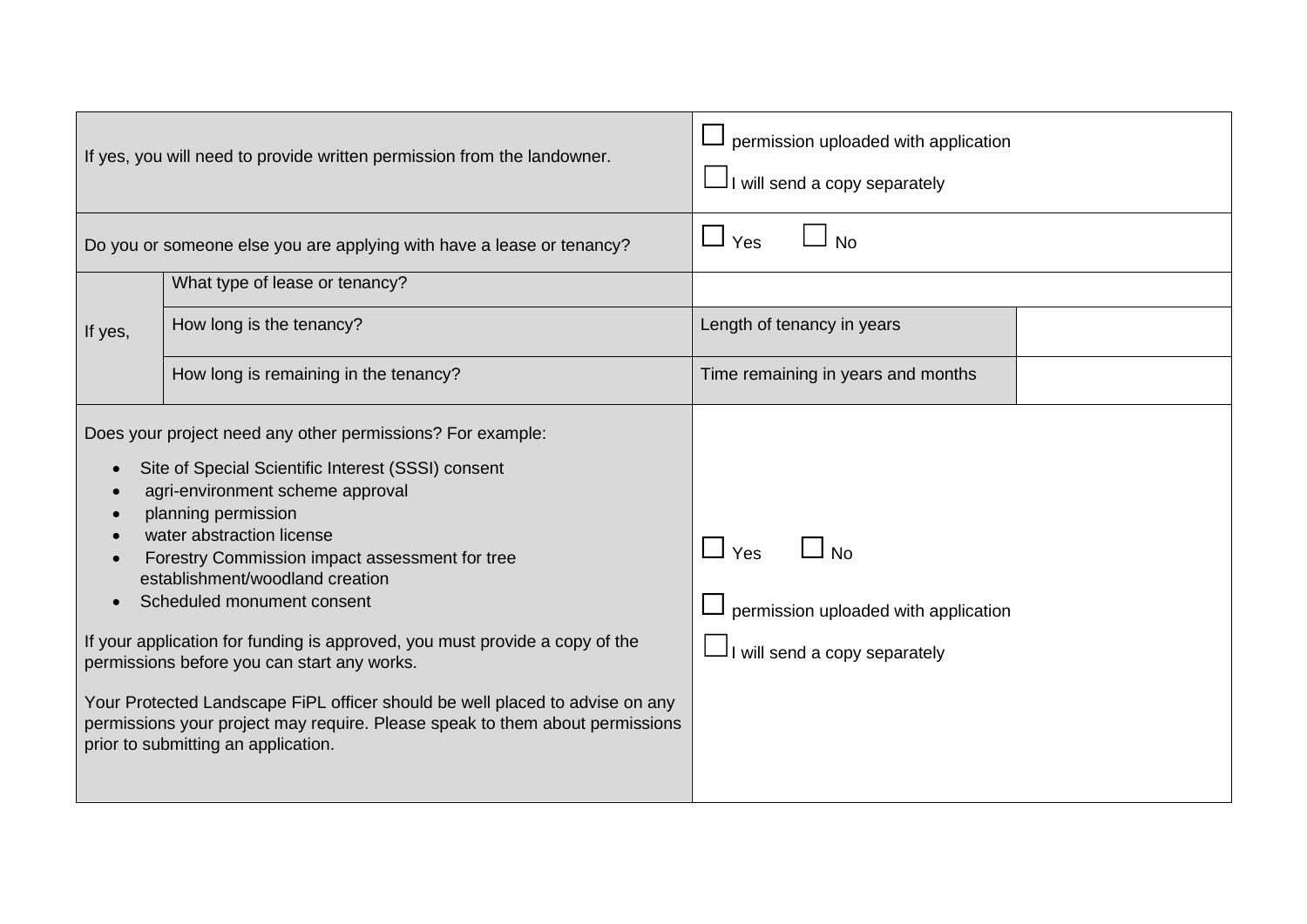| | | | |
|---|---|---|---|
| If yes, you will need to provide written permission from the landowner. | | ☐ permission uploaded with application<br>☐ I will send a copy separately | |
| Do you or someone else you are applying with have a lease or tenancy? | | ☐ Yes ☐ No | |
| If yes, | What type of lease or tenancy? | | |
| | How long is the tenancy? | Length of tenancy in years | |
| | How long is remaining in the tenancy? | Time remaining in years and months | |
| Does your project need any other permissions? For example:<br>• Site of Special Scientific Interest (SSSI) consent<br>• agri-environment scheme approval<br>• planning permission<br>• water abstraction license<br>• Forestry Commission impact assessment for tree establishment/woodland creation<br>• Scheduled monument consent<br><br>If your application for funding is approved, you must provide a copy of the permissions before you can start any works.<br><br>Your Protected Landscape FiPL officer should be well placed to advise on any permissions your project may require. Please speak to them about permissions prior to submitting an application. | | ☐ Yes ☐ No<br><br>☐ permission uploaded with application<br>☐ I will send a copy separately | |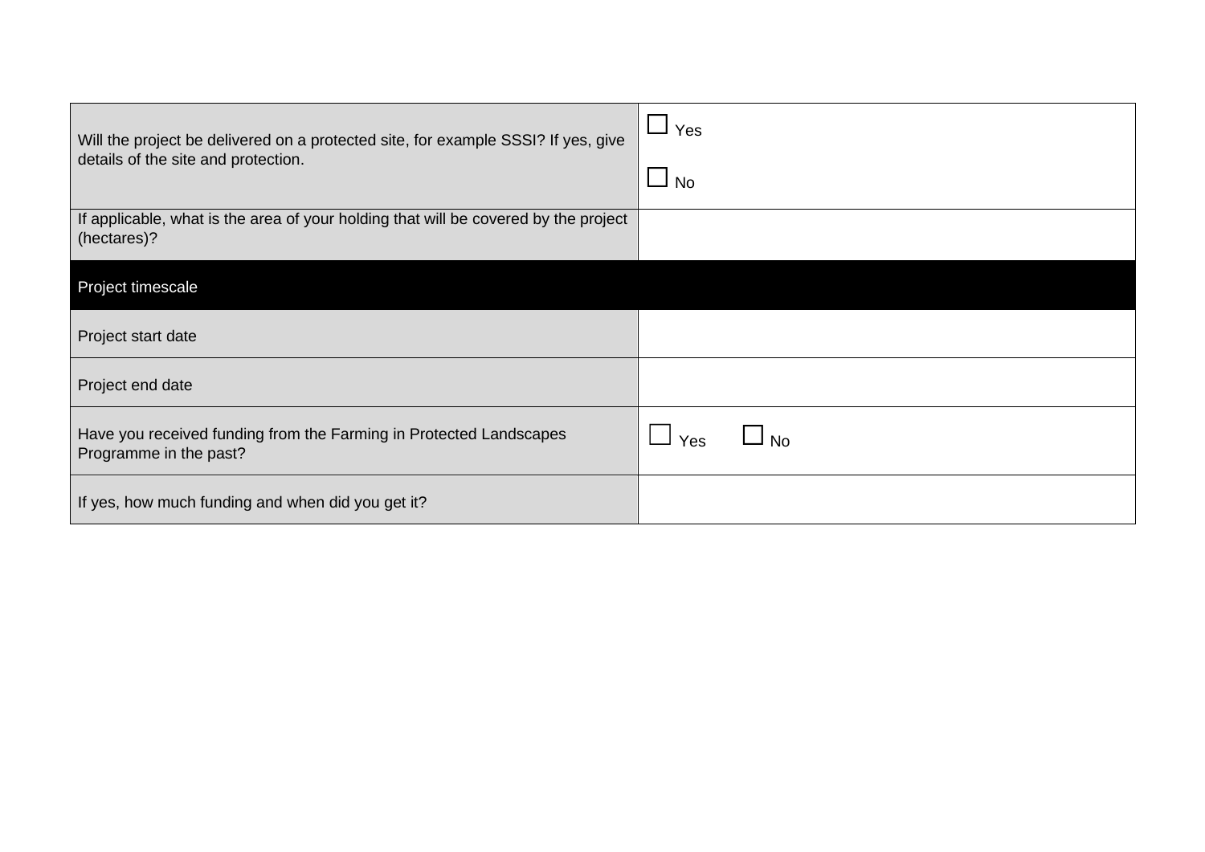| | |
|---|---|
| Will the project be delivered on a protected site, for example SSSI? If yes, give details of the site and protection. | ☐ Yes<br><br>☐ No |
| If applicable, what is the area of your holding that will be covered by the project (hectares)? | |
| **Project timescale** | |
| Project start date | |
| Project end date | |
| Have you received funding from the Farming in Protected Landscapes Programme in the past? | ☐ Yes ☐ No |
| If yes, how much funding and when did you get it? | |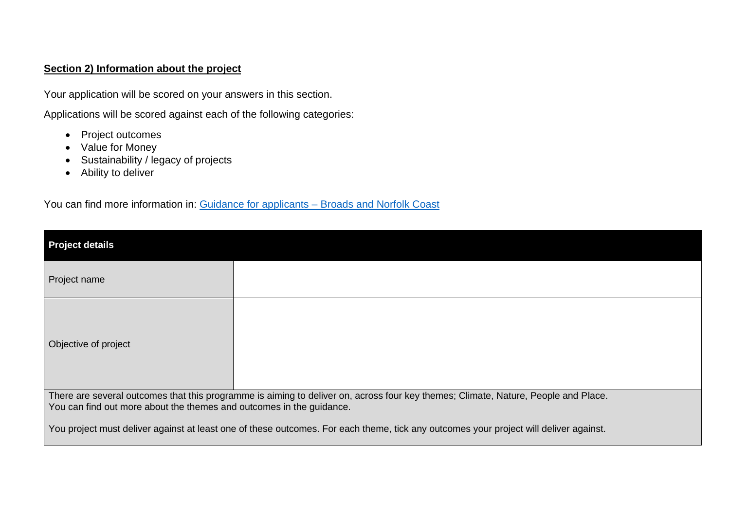**Section 2) Information about the project**

Your application will be scored on your answers in this section.

Applications will be scored against each of the following categories:

- Project outcomes
- Value for Money
- Sustainability / legacy of projects
- Ability to deliver

You can find more information in: [Guidance for applicants – Broads and Norfolk Coast]()

| Project details | |
|---|---|
| Project name | |
| Objective of project | |
| There are several outcomes that this programme is aiming to deliver on, across four key themes; Climate, Nature, People and Place. You can find out more about the themes and outcomes in the guidance. You project must deliver against at least one of these outcomes. For each theme, tick any outcomes your project will deliver against. | |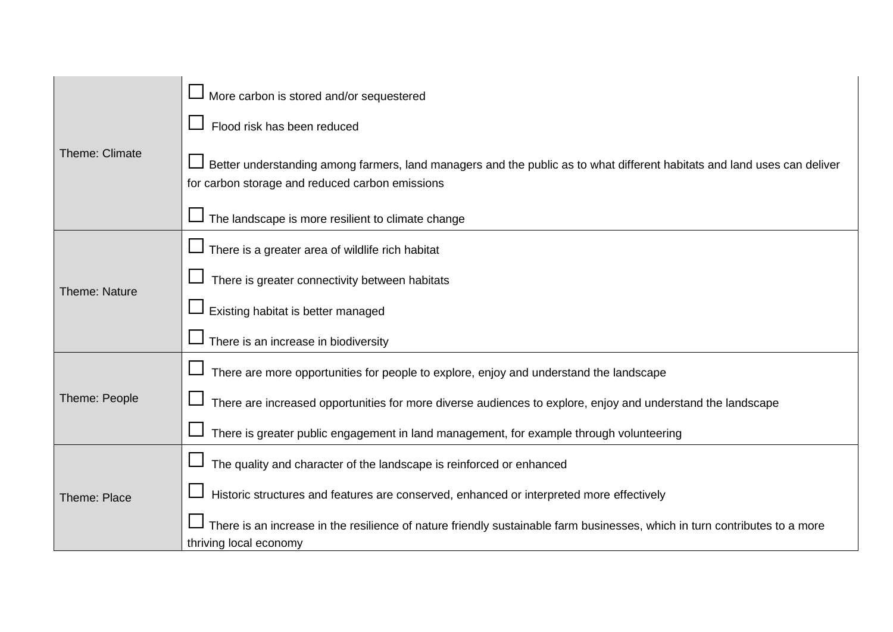| | |
|---|---|
| Theme: Climate | ☐ More carbon is stored and/or sequestered<br>☐ Flood risk has been reduced<br>☐ Better understanding among farmers, land managers and the public as to what different habitats and land uses can deliver for carbon storage and reduced carbon emissions<br>☐ The landscape is more resilient to climate change |
| Theme: Nature | ☐ There is a greater area of wildlife rich habitat<br>☐ There is greater connectivity between habitats<br>☐ Existing habitat is better managed<br>☐ There is an increase in biodiversity |
| Theme: People | ☐ There are more opportunities for people to explore, enjoy and understand the landscape<br>☐ There are increased opportunities for more diverse audiences to explore, enjoy and understand the landscape<br>☐ There is greater public engagement in land management, for example through volunteering |
| Theme: Place | ☐ The quality and character of the landscape is reinforced or enhanced<br>☐ Historic structures and features are conserved, enhanced or interpreted more effectively<br>☐ There is an increase in the resilience of nature friendly sustainable farm businesses, which in turn contributes to a more thriving local economy |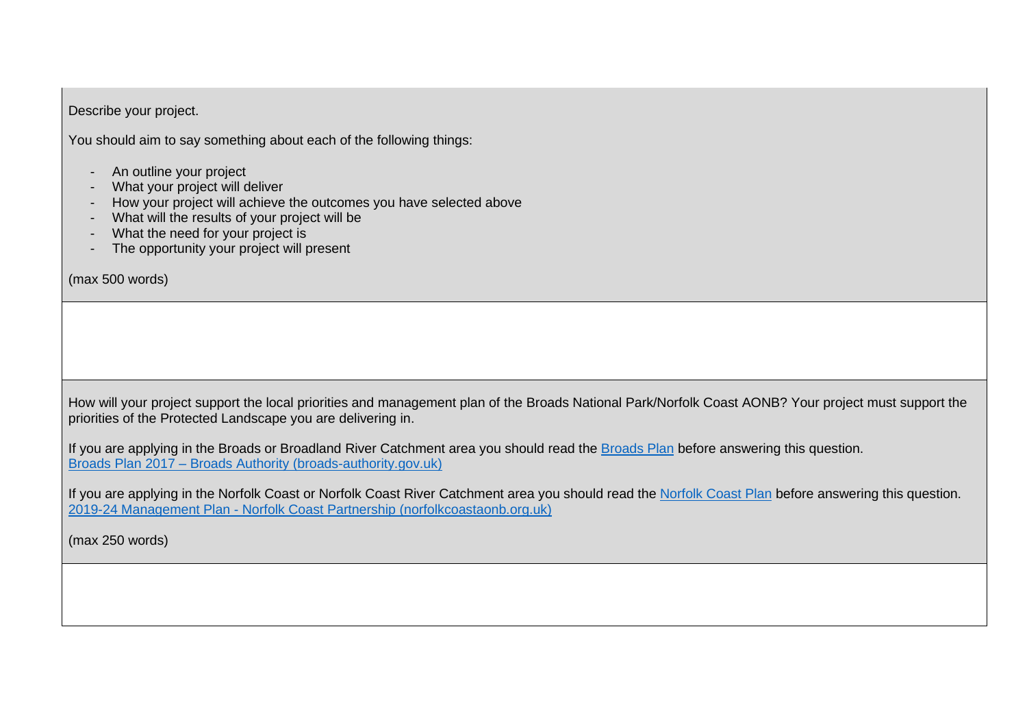Describe your project.

You should aim to say something about each of the following things:

- An outline your project
- What your project will deliver
- How your project will achieve the outcomes you have selected above
- What will the results of your project will be
- What the need for your project is
- The opportunity your project will present

(max 500 words)

How will your project support the local priorities and management plan of the Broads National Park/Norfolk Coast AONB? Your project must support the priorities of the Protected Landscape you are delivering in.

If you are applying in the Broads or Broadland River Catchment area you should read the [Broads Plan](https://www.broads-authority.gov.uk) before answering this question.
[Broads Plan 2017 – Broads Authority (broads-authority.gov.uk)](https://www.broads-authority.gov.uk)

If you are applying in the Norfolk Coast or Norfolk Coast River Catchment area you should read the [Norfolk Coast Plan](https://www.norfolkcoastaonb.org.uk) before answering this question.
[2019-24 Management Plan - Norfolk Coast Partnership (norfolkcoastaonb.org.uk)](https://www.norfolkcoastaonb.org.uk)

(max 250 words)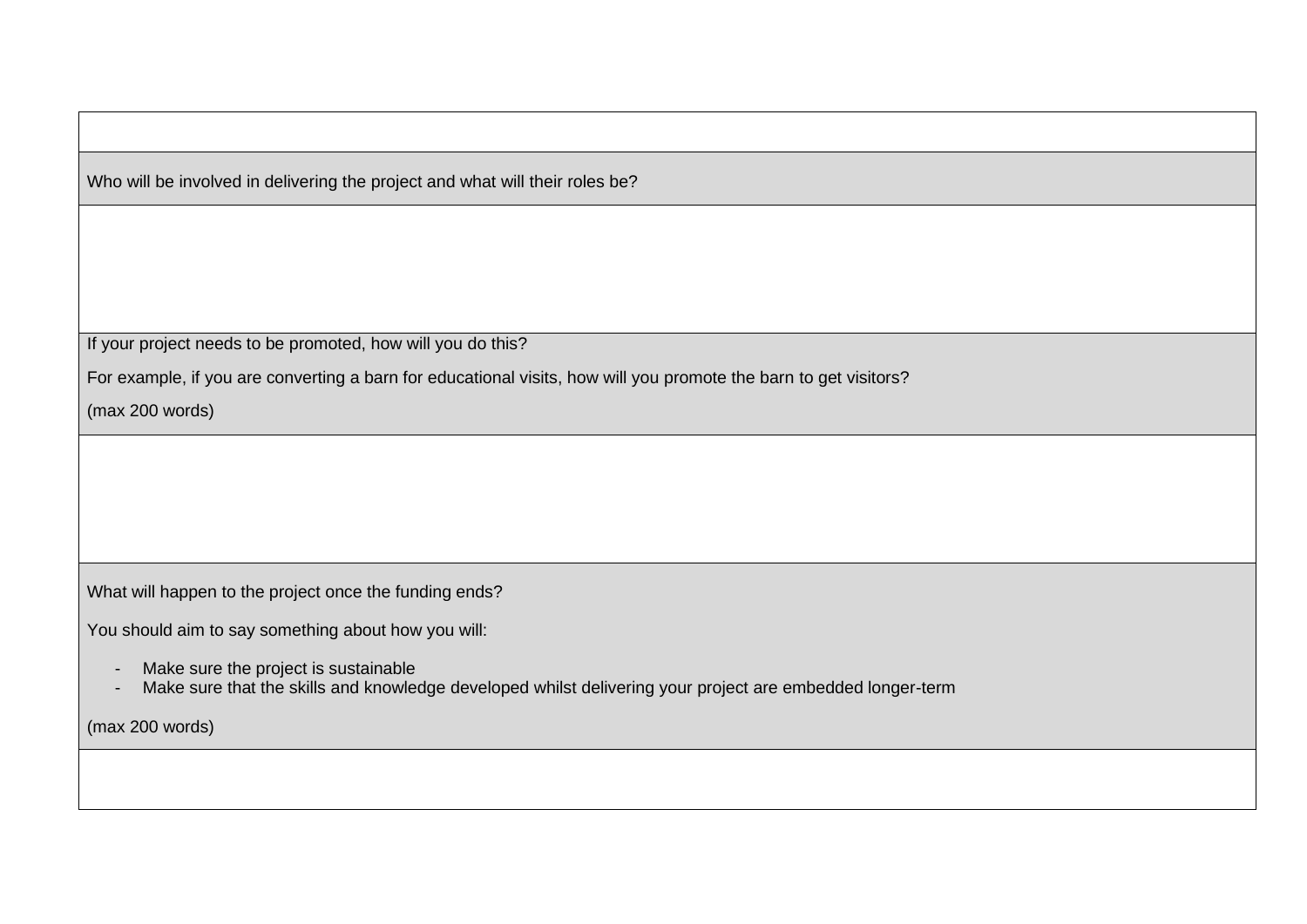| |
|---|
| |
| Who will be involved in delivering the project and what will their roles be? |
| |
| If your project needs to be promoted, how will you do this?<br><br>For example, if you are converting a barn for educational visits, how will you promote the barn to get visitors?<br><br>(max 200 words) |
| |
| What will happen to the project once the funding ends?<br><br>You should aim to say something about how you will:<br><br>- Make sure the project is sustainable<br>- Make sure that the skills and knowledge developed whilst delivering your project are embedded longer-term<br><br>(max 200 words) |
| |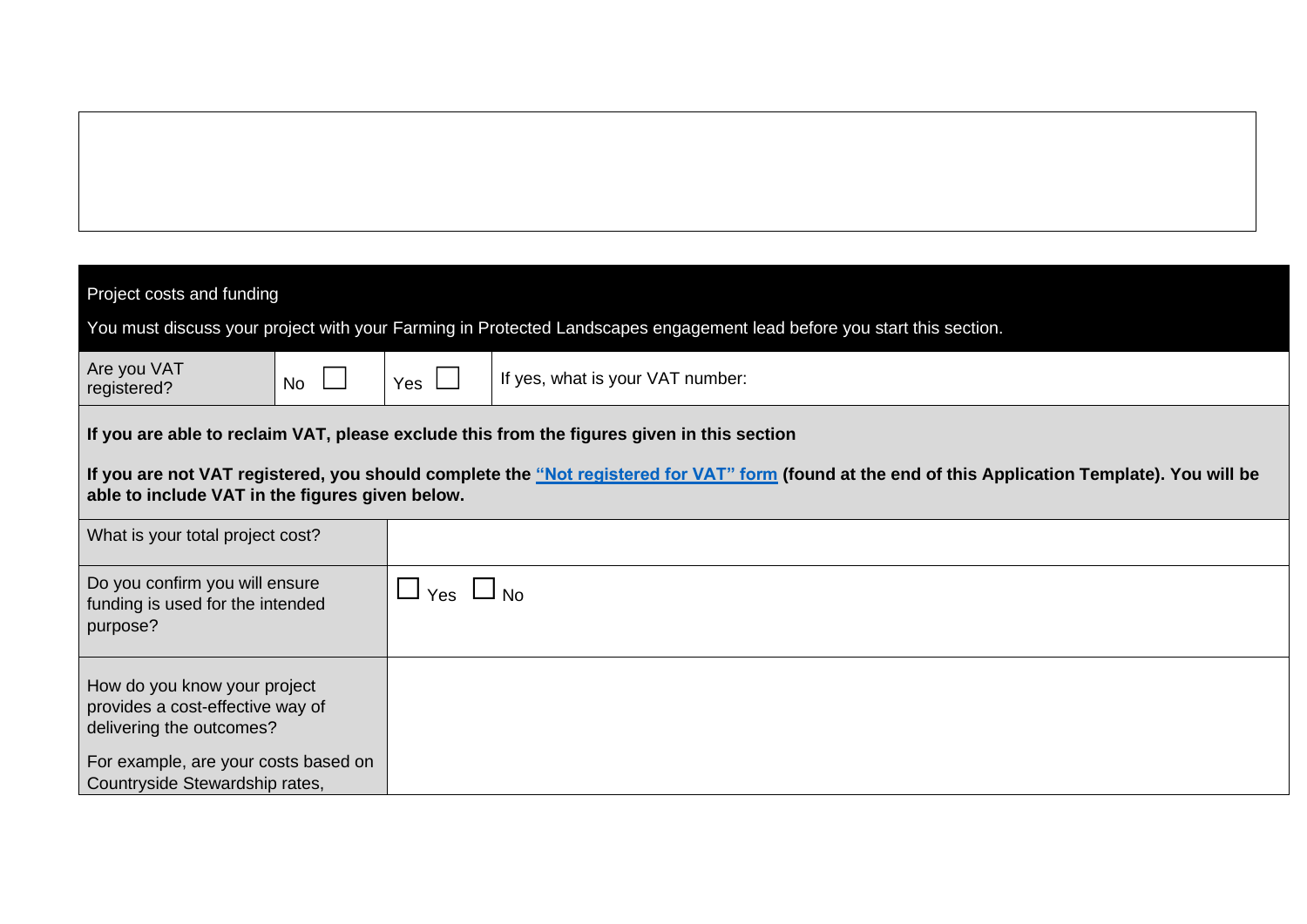| | |
|---|---|
| | |

| Project costs and funding<br><br>You must discuss your project with your Farming in Protected Landscapes engagement lead before you start this section. | | | |
|---|---|---|---|
| Are you VAT registered? | No ☐ | Yes ☐ | If yes, what is your VAT number: |
| **If you are able to reclaim VAT, please exclude this from the figures given in this section**<br><br>**If you are not VAT registered, you should complete the "Not registered for VAT" form (found at the end of this Application Template). You will be able to include VAT in the figures given below.** | | | |
| What is your total project cost? | | | |
| Do you confirm you will ensure funding is used for the intended purpose? | ☐ Yes ☐ No | | |
| How do you know your project provides a cost-effective way of delivering the outcomes?<br><br>For example, are your costs based on Countryside Stewardship rates, | | | |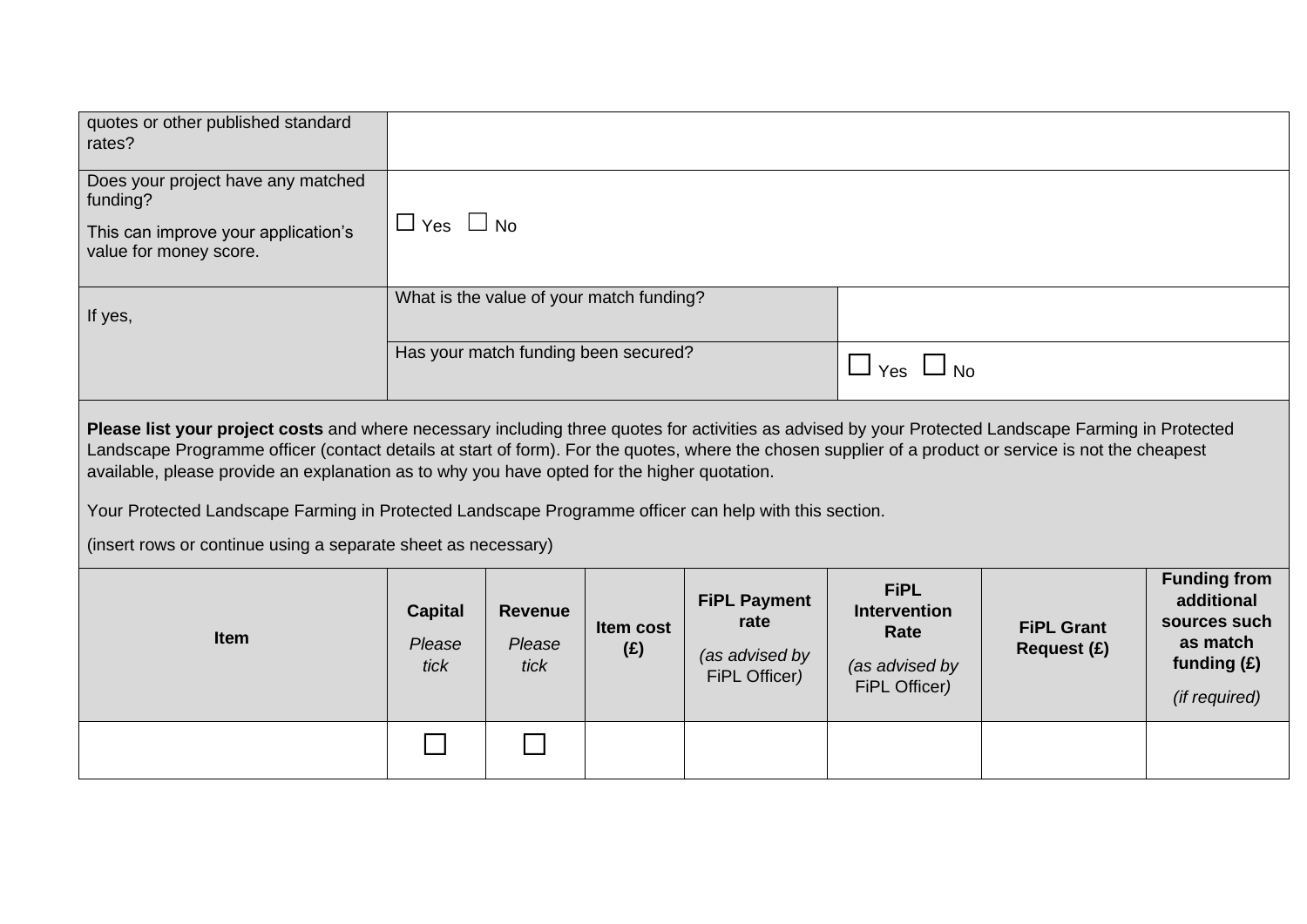| | | |
|---|---|---|
| quotes or other published standard rates? | | |
| Does your project have any matched funding?<br><br>This can improve your application's value for money score. | ☐ Yes ☐ No | |
| If yes, | What is the value of your match funding? | |
| | Has your match funding been secured? | ☐ Yes ☐ No |

**Please list your project costs** and where necessary including three quotes for activities as advised by your Protected Landscape Farming in Protected Landscape Programme officer (contact details at start of form). For the quotes, where the chosen supplier of a product or service is not the cheapest available, please provide an explanation as to why you have opted for the higher quotation.

Your Protected Landscape Farming in Protected Landscape Programme officer can help with this section.

(insert rows or continue using a separate sheet as necessary)

| **Item** | **Capital** *Please tick* | **Revenue** *Please tick* | **Item cost (£)** | **FiPL Payment rate** *(as advised by FiPL Officer)* | **FiPL Intervention Rate** *(as advised by FiPL Officer)* | **FiPL Grant Request (£)** | **Funding from additional sources such as match funding (£)** *(if required)* |
|---|---|---|---|---|---|---|---|
| | ☐ | ☐ | | | | | |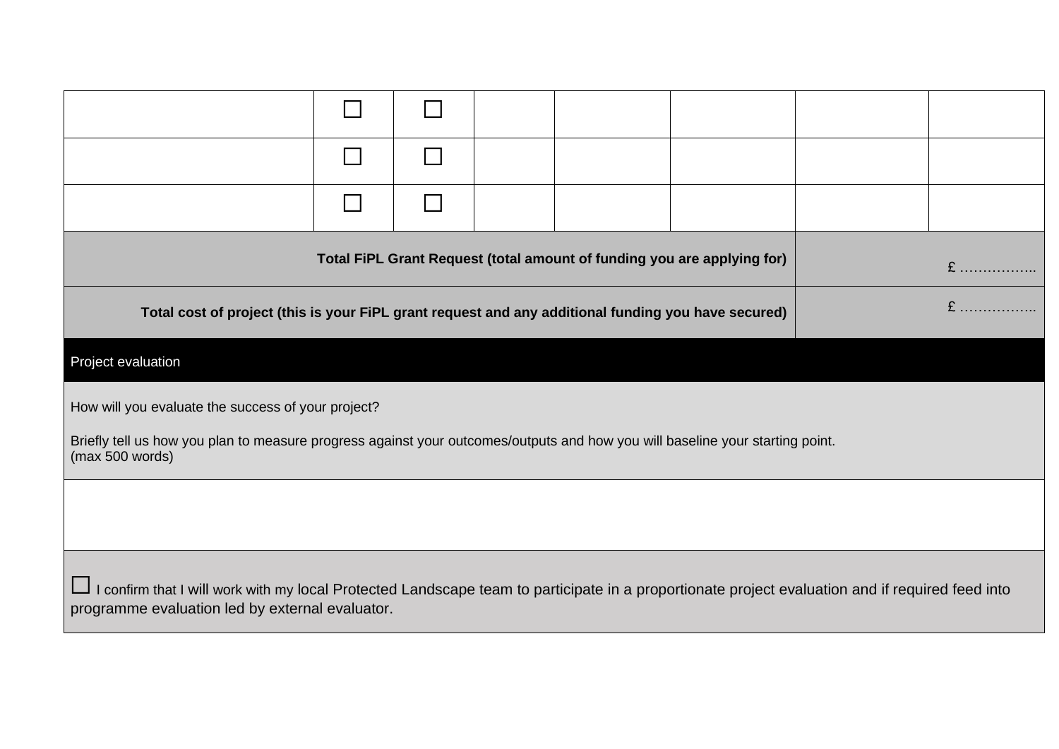| | | | | | | | |
|---|---|---|---|---|---|---|---|
| | ☐ | ☐ | | | | | |
| | ☐ | ☐ | | | | | |
| | ☐ | ☐ | | | | | |
| **Total FiPL Grant Request (total amount of funding you are applying for)** | | | | | | £ …………….. | |
| **Total cost of project (this is your FiPL grant request and any additional funding you have secured)** | | | | | | £ …………….. | |

**Project evaluation**

How will you evaluate the success of your project?

Briefly tell us how you plan to measure progress against your outcomes/outputs and how you will baseline your starting point.
(max 500 words)

| |
|---|
| |

☐ I confirm that I will work with my local Protected Landscape team to participate in a proportionate project evaluation and if required feed into programme evaluation led by external evaluator.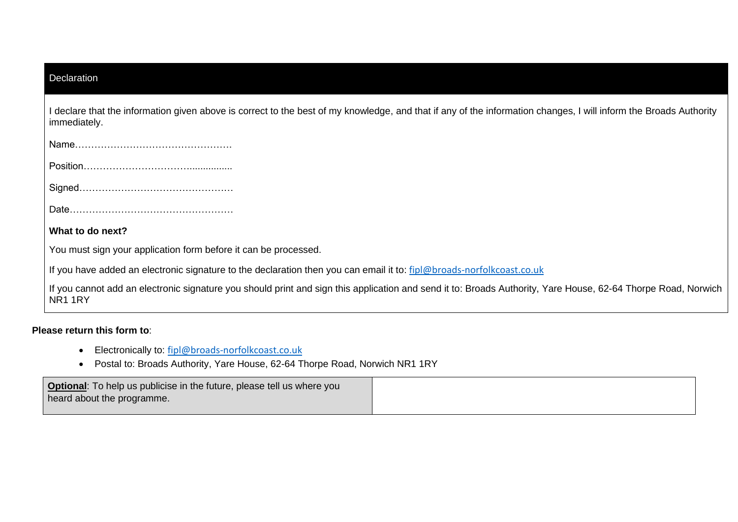## Declaration

I declare that the information given above is correct to the best of my knowledge, and that if any of the information changes, I will inform the Broads Authority immediately.

Name………………………………………….

Position……………………………................

Signed…………………………………………

Date……………………………………………

**What to do next?**

You must sign your application form before it can be processed.

If you have added an electronic signature to the declaration then you can email it to: fipl@broads-norfolkcoast.co.uk

If you cannot add an electronic signature you should print and sign this application and send it to: Broads Authority, Yare House, 62-64 Thorpe Road, Norwich NR1 1RY

**Please return this form to**:

- Electronically to: fipl@broads-norfolkcoast.co.uk
- Postal to: Broads Authority, Yare House, 62-64 Thorpe Road, Norwich NR1 1RY

| **Optional**: To help us publicise in the future, please tell us where you heard about the programme. | |
|---|---|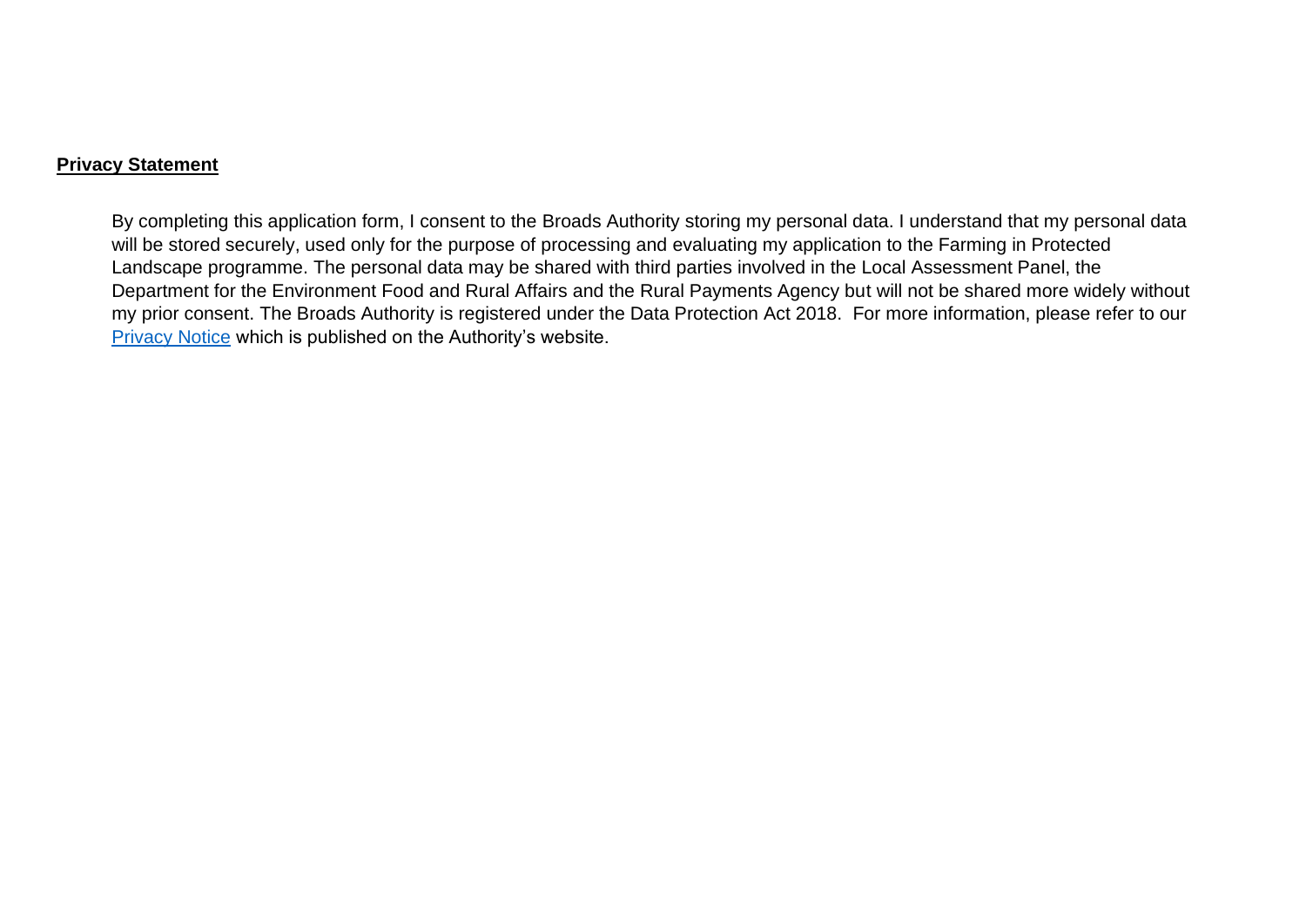**Privacy Statement**

By completing this application form, I consent to the Broads Authority storing my personal data. I understand that my personal data will be stored securely, used only for the purpose of processing and evaluating my application to the Farming in Protected Landscape programme. The personal data may be shared with third parties involved in the Local Assessment Panel, the Department for the Environment Food and Rural Affairs and the Rural Payments Agency but will not be shared more widely without my prior consent. The Broads Authority is registered under the Data Protection Act 2018. For more information, please refer to our Privacy Notice which is published on the Authority's website.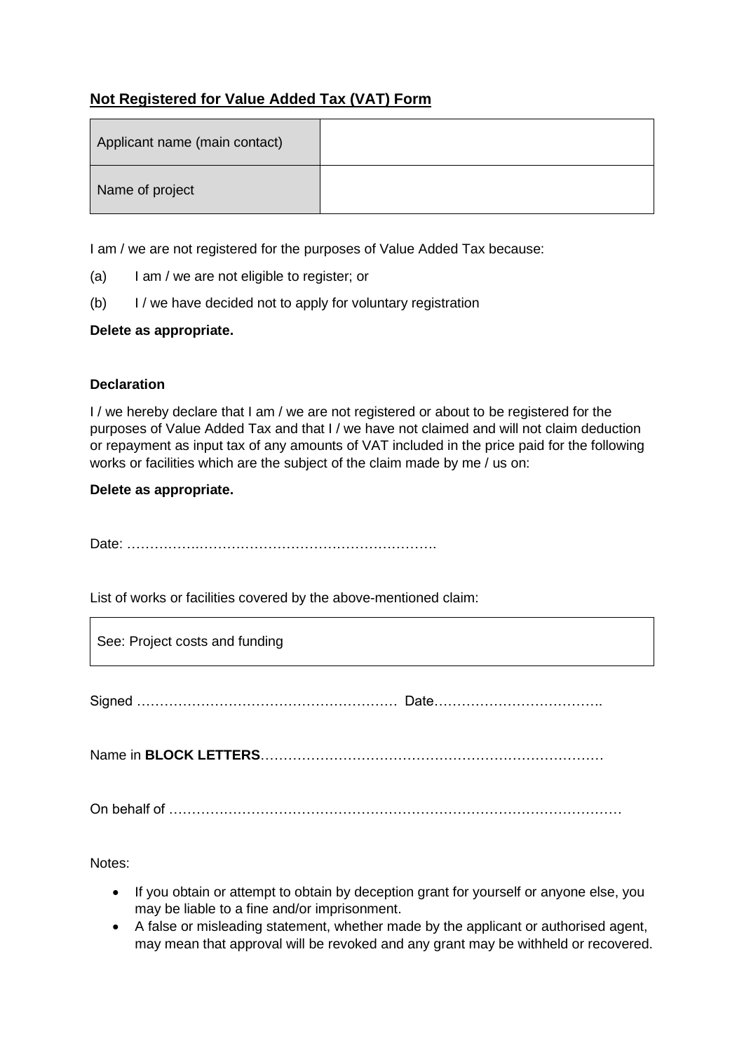## Not Registered for Value Added Tax (VAT) Form

| | |
|---|---|
| Applicant name (main contact) | |
| Name of project | |

I am / we are not registered for the purposes of Value Added Tax because:

(a) I am / we are not eligible to register; or

(b) I / we have decided not to apply for voluntary registration

**Delete as appropriate.**

**Declaration**

I / we hereby declare that I am / we are not registered or about to be registered for the purposes of Value Added Tax and that I / we have not claimed and will not claim deduction or repayment as input tax of any amounts of VAT included in the price paid for the following works or facilities which are the subject of the claim made by me / us on:

**Delete as appropriate.**

Date: ……………..…………………………………………….

List of works or facilities covered by the above-mentioned claim:

| |
|---|
| See: Project costs and funding |

Signed ………………………………………………… Date……………………………..

Name in **BLOCK LETTERS**…………………………………………………………………

On behalf of …………….……………………………………………………………………

Notes:

- If you obtain or attempt to obtain by deception grant for yourself or anyone else, you may be liable to a fine and/or imprisonment.
- A false or misleading statement, whether made by the applicant or authorised agent, may mean that approval will be revoked and any grant may be withheld or recovered.